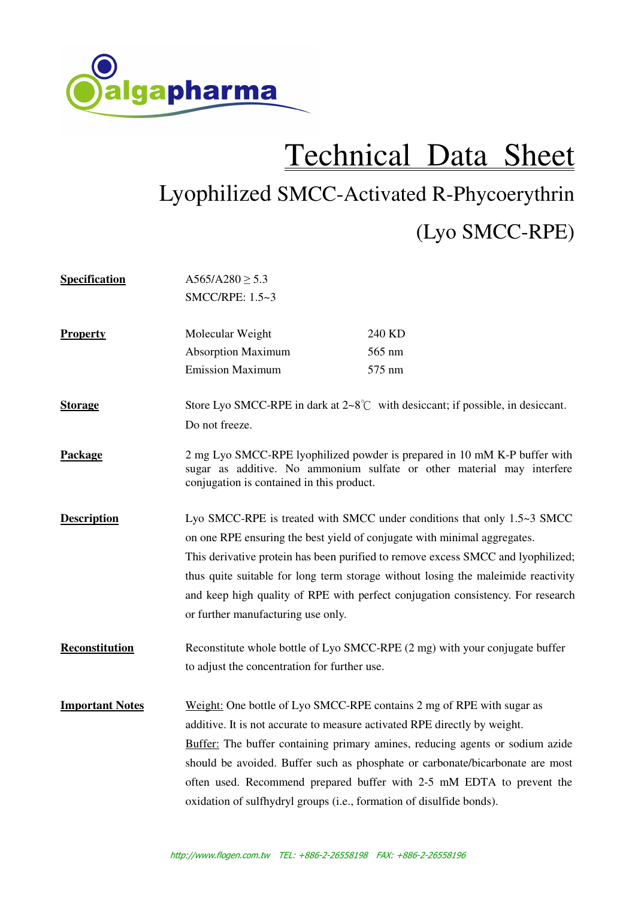# Technical Data Sheet

## Lyophilized SMCC-Activated R-Phycoerythrin

## (Lyo SMCC-RPE)

**Specification**

A565/A280 ≥ 5.3
SMCC/RPE: 1.5~3

**Property**

| | |
|---|---|
| Molecular Weight | 240 KD |
| Absorption Maximum | 565 nm |
| Emission Maximum | 575 nm |

**Storage**

Store Lyo SMCC-RPE in dark at 2~8℃ with desiccant; if possible, in desiccant. Do not freeze.

**Package**

2 mg Lyo SMCC-RPE lyophilized powder is prepared in 10 mM K-P buffer with sugar as additive. No ammonium sulfate or other material may interfere conjugation is contained in this product.

**Description**

Lyo SMCC-RPE is treated with SMCC under conditions that only 1.5~3 SMCC on one RPE ensuring the best yield of conjugate with minimal aggregates. This derivative protein has been purified to remove excess SMCC and lyophilized; thus quite suitable for long term storage without losing the maleimide reactivity and keep high quality of RPE with perfect conjugation consistency. For research or further manufacturing use only.

**Reconstitution**

Reconstitute whole bottle of Lyo SMCC-RPE (2 mg) with your conjugate buffer to adjust the concentration for further use.

**Important Notes**

Weight: One bottle of Lyo SMCC-RPE contains 2 mg of RPE with sugar as additive. It is not accurate to measure activated RPE directly by weight.
Buffer: The buffer containing primary amines, reducing agents or sodium azide should be avoided. Buffer such as phosphate or carbonate/bicarbonate are most often used. Recommend prepared buffer with 2-5 mM EDTA to prevent the oxidation of sulfhydryl groups (i.e., formation of disulfide bonds).

http://www.flogen.com.tw TEL: +886-2-26558198 FAX: +886-2-26558196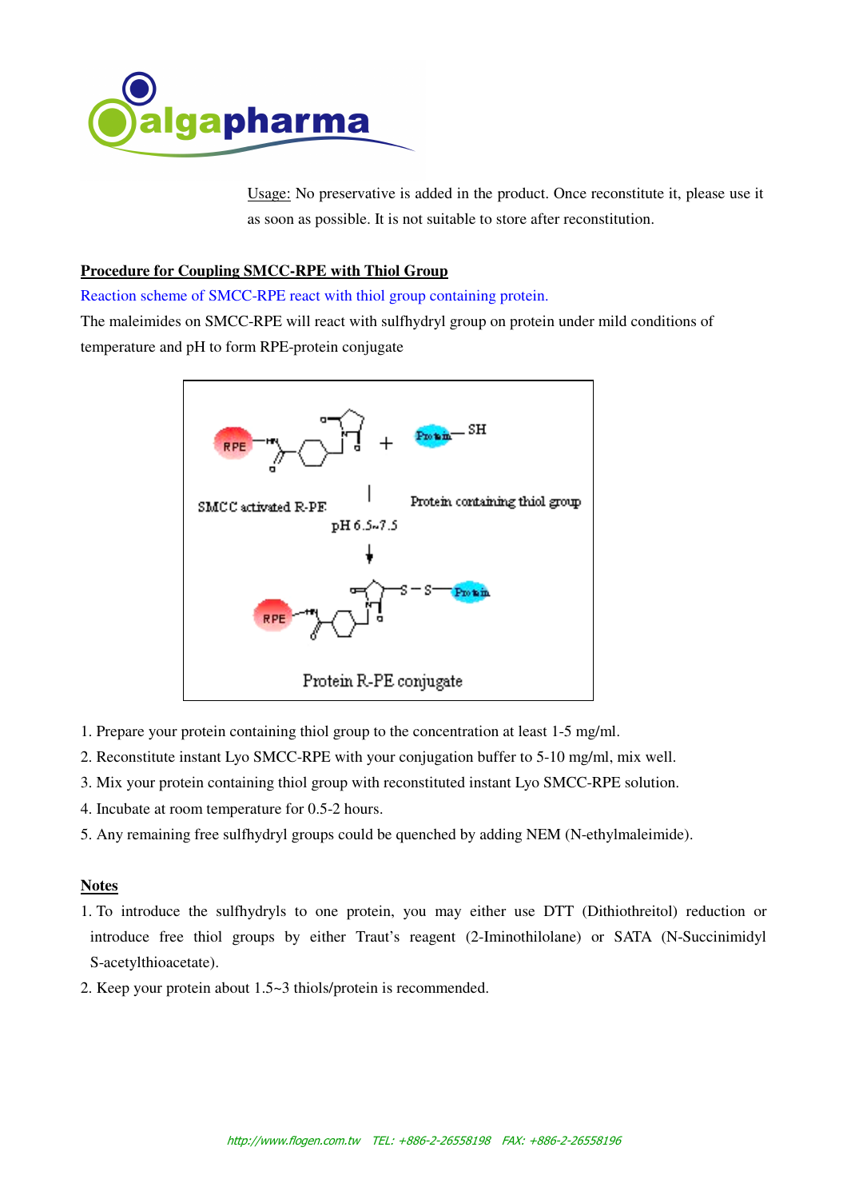Usage: No preservative is added in the product. Once reconstitute it, please use it as soon as possible. It is not suitable to store after reconstitution.

## Procedure for Coupling SMCC-RPE with Thiol Group

Reaction scheme of SMCC-RPE react with thiol group containing protein.

The maleimides on SMCC-RPE will react with sulfhydryl group on protein under mild conditions of temperature and pH to form RPE-protein conjugate

RPE

SH

Protein

SMCC activated R-PE

Protein containing thiol group

pH 6.5~7.5

RPE

S – S

Protein

Protein R-PE conjugate

1. Prepare your protein containing thiol group to the concentration at least 1-5 mg/ml.
2. Reconstitute instant Lyo SMCC-RPE with your conjugation buffer to 5-10 mg/ml, mix well.
3. Mix your protein containing thiol group with reconstituted instant Lyo SMCC-RPE solution.
4. Incubate at room temperature for 0.5-2 hours.
5. Any remaining free sulfhydryl groups could be quenched by adding NEM (N-ethylmaleimide).

## Notes

1. To introduce the sulfhydryls to one protein, you may either use DTT (Dithiothreitol) reduction or introduce free thiol groups by either Traut's reagent (2-Iminothilolane) or SATA (N-Succinimidyl S-acetylthioacetate).
2. Keep your protein about 1.5~3 thiols/protein is recommended.